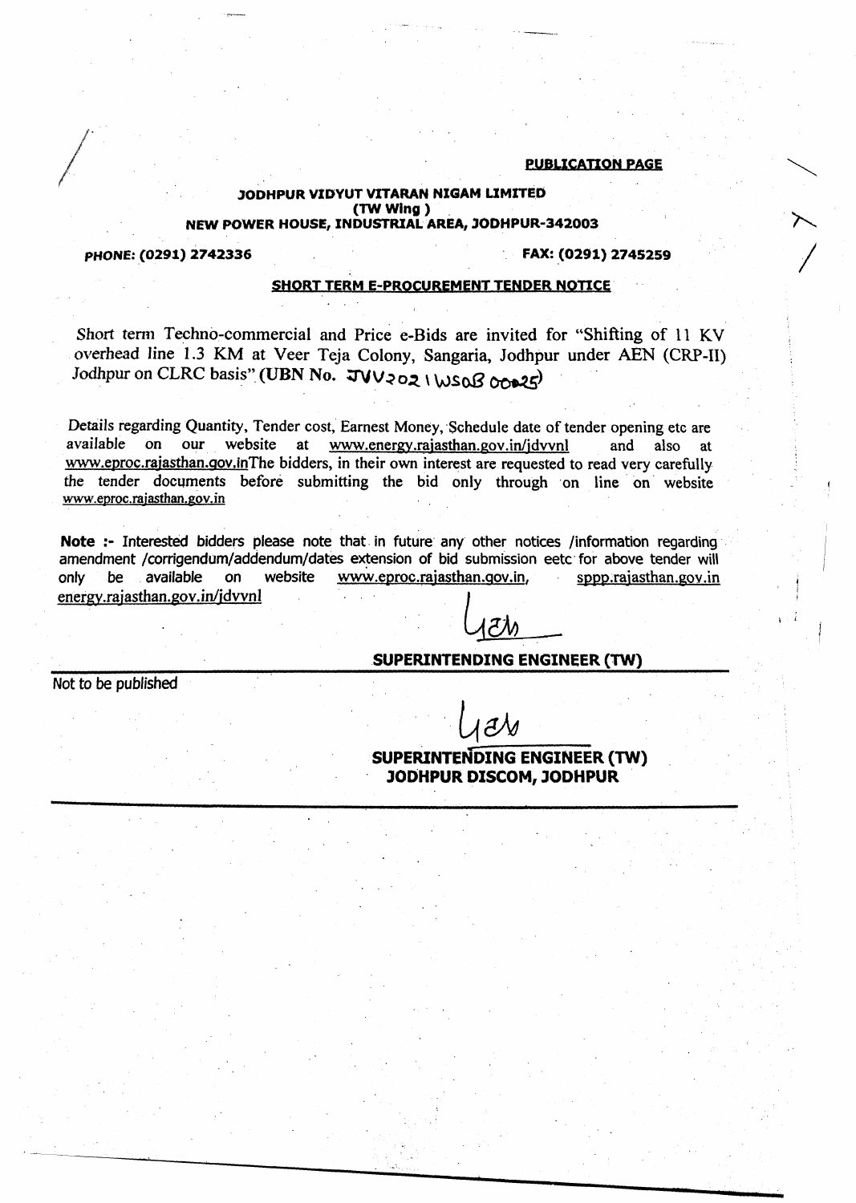**PUBLICATION PAGE**

**JODHPUR VIDYUT VITARAN NIGAM LIMITED**
**(TW Wing )**
**NEW POWER HOUSE, INDUSTRIAL AREA, JODHPUR-342003**

**PHONE: (0291) 2742336** **FAX: (0291) 2745259**

**SHORT TERM E-PROCUREMENT TENDER NOTICE**

Short term Techno-commercial and Price e-Bids are invited for "Shifting of 11 KV overhead line 1.3 KM at Veer Teja Colony, Sangaria, Jodhpur under AEN (CRP-II) Jodhpur on CLRC basis" **(UBN No.** JVV2021WSOB00025)

Details regarding Quantity, Tender cost, Earnest Money, Schedule date of tender opening etc are available on our website at www.energy.rajasthan.gov.in/jdvvnl and also at www.eproc.rajasthan.gov.inThe bidders, in their own interest are requested to read very carefully the tender documents before submitting the bid only through on line on website www.eproc.rajasthan.gov.in

**Note :-** Interested bidders please note that in future any other notices /information regarding amendment /corrigendum/addendum/dates extension of bid submission eetc for above tender will only be available on website www.eproc.rajasthan.gov.in, sppp.rajasthan.gov.in energy.rajasthan.gov.in/jdvvnl

**SUPERINTENDING ENGINEER (TW)**

Not to be published

**SUPERINTENDING ENGINEER (TW)**
**JODHPUR DISCOM, JODHPUR**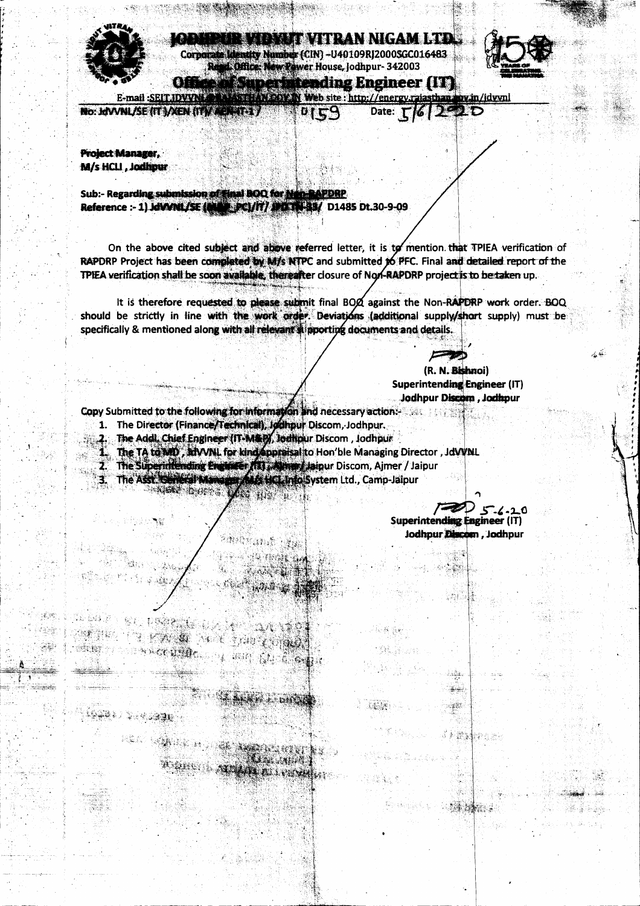# JODHPUR VIDYUT VITRAN NIGAM LTD.

Corporate Identity Number (CIN) -U40109RJ2000SGC016483

Regd. Office: New Power House, Jodhpur- 342003

## Office of Superintending Engineer (IT)

E-mail :SEIT.JDVVNL@RAJASTHAN.GOV.IN Web site : http://energy.rajasthan.gov.in/jdvvnl

No: JdVVNL/SE (IT)/XEN (IT)/ AEN-IT-1 / D159 Date: 5/6/2020

**Project Manager,**
**M/s HCLI , Jodhpur**

**Sub:- Regarding submission of Final BOQ for Non-RAPDRP**
**Reference :- 1) JdVVNL/SE (M&P_PC)/IT/ IPDS/N-35/ D1485 Dt.30-9-09**

On the above cited subject and above referred letter, it is to mention that TPIEA verification of RAPDRP Project has been completed by M/s NTPC and submitted to PFC. Final and detailed report of the TPIEA verification shall be soon available, thereafter closure of Non-RAPDRP project is to be taken up.

It is therefore requested to please submit final BOQ against the Non-RAPDRP work order. BOQ should be strictly in line with the work order. Deviations (additional supply/short supply) must be specifically & mentioned along with all relevant supporting documents and details.

(R. N. Bishnoi)
Superintending Engineer (IT)
Jodhpur Discom , Jodhpur

Copy Submitted to the following for information and necessary action:-

1. The Director (Finance/Technical), Jodhpur Discom, Jodhpur.
2. The Addl. Chief Engineer (IT-M&P), Jodhpur Discom , Jodhpur
1. The TA to MD , JdVVNL for kind appraisal to Hon'ble Managing Director , JdVVNL
2. The Superintending Engineer (IT), Ajmer/Jaipur Discom, Ajmer / Jaipur
3. The Asst. General Manager, M/s HCL Info System Ltd., Camp-Jaipur

5-6-20
Superintending Engineer (IT)
Jodhpur Discom , Jodhpur